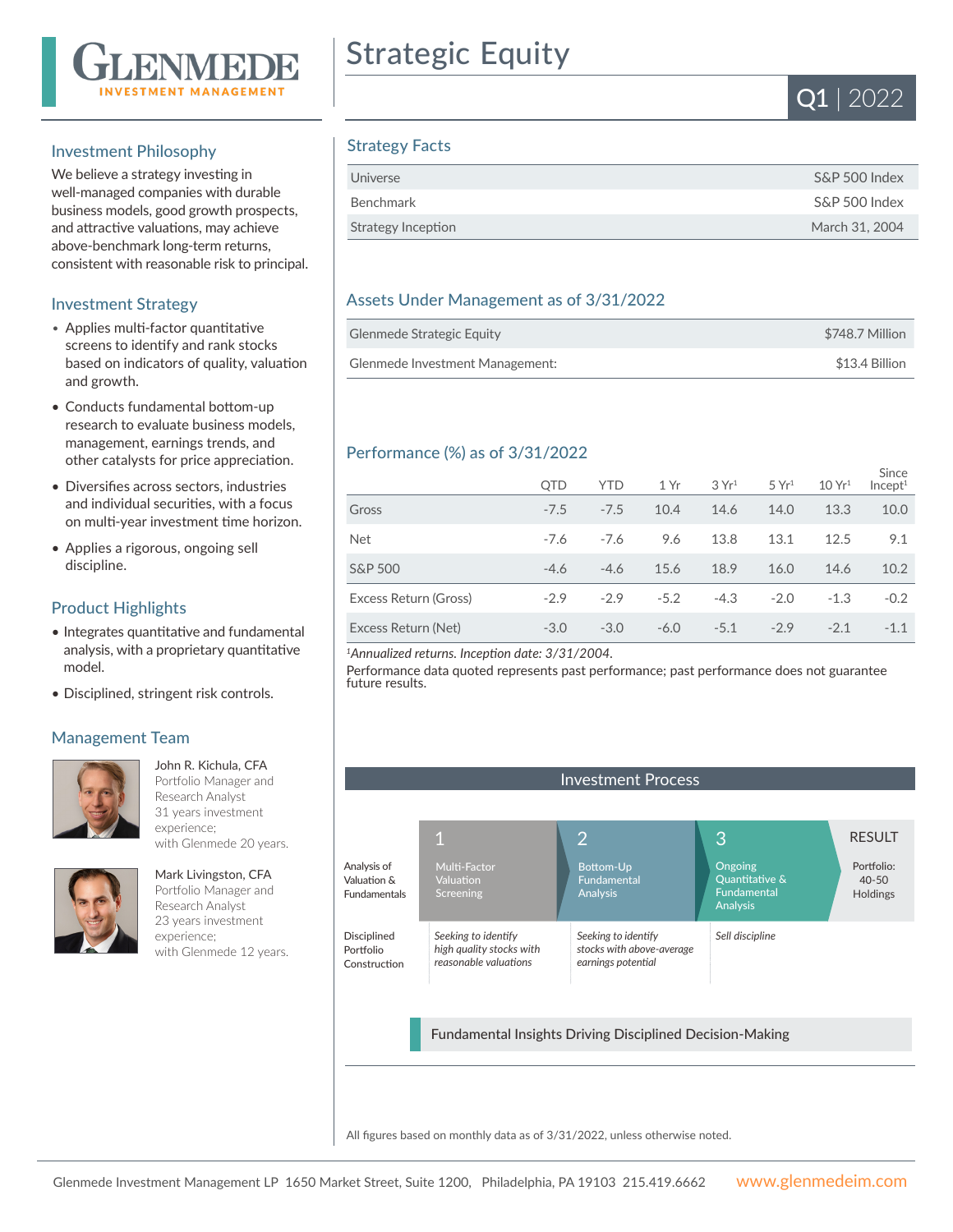# Strategic Equity

**Q1 | 2022**

GLENMEDE INVESTMENT MANAGEMENT

## Investment Philosophy

We believe a strategy investing in well-managed companies with durable business models, good growth prospects, and attractive valuations, may achieve above-benchmark long-term returns, consistent with reasonable risk to principal.

## Investment Strategy

- Applies multi-factor quantitative screens to identify and rank stocks based on indicators of quality, valuation and growth.
- Conducts fundamental bottom-up research to evaluate business models, management, earnings trends, and other catalysts for price appreciation.
- Diversifies across sectors, industries and individual securities, with a focus on multi-year investment time horizon.
- Applies a rigorous, ongoing sell discipline.

## Product Highlights

- Integrates quantitative and fundamental analysis, with a proprietary quantitative model.
- Disciplined, stringent risk controls.

## Management Team

John R. Kichula, CFA
Portfolio Manager and Research Analyst
31 years investment experience;
with Glenmede 20 years.

Mark Livingston, CFA
Portfolio Manager and Research Analyst
23 years investment experience;
with Glenmede 12 years.

## Strategy Facts

| | |
|---|---|
| Universe | S&P 500 Index |
| Benchmark | S&P 500 Index |
| Strategy Inception | March 31, 2004 |

## Assets Under Management as of 3/31/2022

| | |
|---|---|
| Glenmede Strategic Equity | $748.7 Million |
| Glenmede Investment Management: | $13.4 Billion |

## Performance (%) as of 3/31/2022

| | QTD | YTD | 1 Yr | 3 Yr[1] | 5 Yr[1] | 10 Yr[1] | Since Incept[1] |
|---|---|---|---|---|---|---|---|
| Gross | -7.5 | -7.5 | 10.4 | 14.6 | 14.0 | 13.3 | 10.0 |
| Net | -7.6 | -7.6 | 9.6 | 13.8 | 13.1 | 12.5 | 9.1 |
| S&P 500 | -4.6 | -4.6 | 15.6 | 18.9 | 16.0 | 14.6 | 10.2 |
| Excess Return (Gross) | -2.9 | -2.9 | -5.2 | -4.3 | -2.0 | -1.3 | -0.2 |
| Excess Return (Net) | -3.0 | -3.0 | -6.0 | -5.1 | -2.9 | -2.1 | -1.1 |

[1]*Annualized returns. Inception date: 3/31/2004.*

Performance data quoted represents past performance; past performance does not guarantee future results.

## Investment Process

| | 1 | 2 | 3 | RESULT |
|---|---|---|---|---|
| Analysis of Valuation & Fundamentals | Multi-Factor Valuation Screening | Bottom-Up Fundamental Analysis | Ongoing Quantitative & Fundamental Analysis | Portfolio: 40-50 Holdings |
| Disciplined Portfolio Construction | *Seeking to identify high quality stocks with reasonable valuations* | *Seeking to identify stocks with above-average earnings potential* | *Sell discipline* | |

Fundamental Insights Driving Disciplined Decision-Making

All figures based on monthly data as of 3/31/2022, unless otherwise noted.

Glenmede Investment Management LP 1650 Market Street, Suite 1200, Philadelphia, PA 19103 215.419.6662 www.glenmedeim.com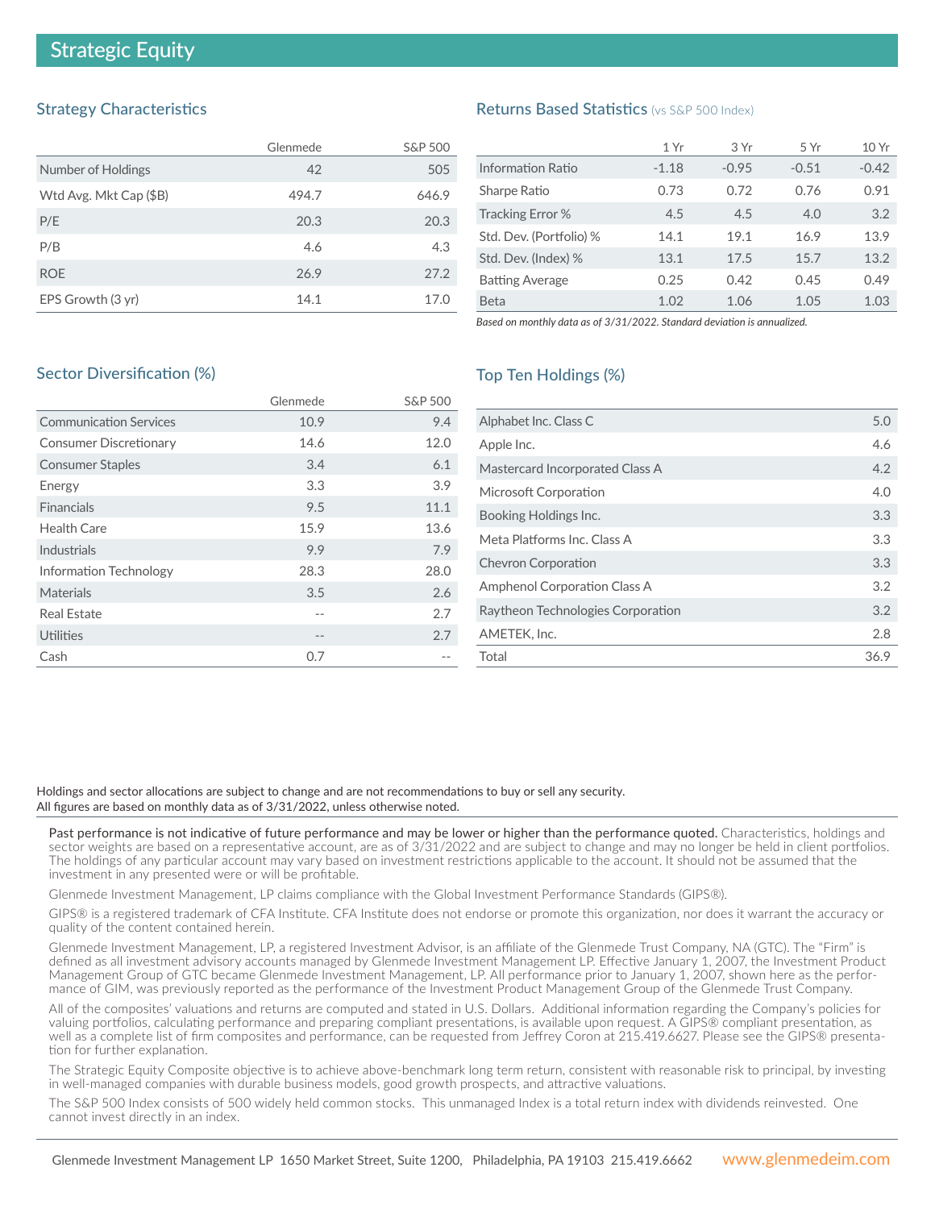# Strategic Equity

## Strategy Characteristics

| | Glenmede | S&P 500 |
|---|---|---|
| Number of Holdings | 42 | 505 |
| Wtd Avg. Mkt Cap ($B) | 494.7 | 646.9 |
| P/E | 20.3 | 20.3 |
| P/B | 4.6 | 4.3 |
| ROE | 26.9 | 27.2 |
| EPS Growth (3 yr) | 14.1 | 17.0 |

## Returns Based Statistics (vs S&P 500 Index)

| | 1 Yr | 3 Yr | 5 Yr | 10 Yr |
|---|---|---|---|---|
| Information Ratio | -1.18 | -0.95 | -0.51 | -0.42 |
| Sharpe Ratio | 0.73 | 0.72 | 0.76 | 0.91 |
| Tracking Error % | 4.5 | 4.5 | 4.0 | 3.2 |
| Std. Dev. (Portfolio) % | 14.1 | 19.1 | 16.9 | 13.9 |
| Std. Dev. (Index) % | 13.1 | 17.5 | 15.7 | 13.2 |
| Batting Average | 0.25 | 0.42 | 0.45 | 0.49 |
| Beta | 1.02 | 1.06 | 1.05 | 1.03 |

*Based on monthly data as of 3/31/2022. Standard deviation is annualized.*

## Sector Diversification (%)

| | Glenmede | S&P 500 |
|---|---|---|
| Communication Services | 10.9 | 9.4 |
| Consumer Discretionary | 14.6 | 12.0 |
| Consumer Staples | 3.4 | 6.1 |
| Energy | 3.3 | 3.9 |
| Financials | 9.5 | 11.1 |
| Health Care | 15.9 | 13.6 |
| Industrials | 9.9 | 7.9 |
| Information Technology | 28.3 | 28.0 |
| Materials | 3.5 | 2.6 |
| Real Estate | -- | 2.7 |
| Utilities | -- | 2.7 |
| Cash | 0.7 | -- |

## Top Ten Holdings (%)

| | |
|---|---|
| Alphabet Inc. Class C | 5.0 |
| Apple Inc. | 4.6 |
| Mastercard Incorporated Class A | 4.2 |
| Microsoft Corporation | 4.0 |
| Booking Holdings Inc. | 3.3 |
| Meta Platforms Inc. Class A | 3.3 |
| Chevron Corporation | 3.3 |
| Amphenol Corporation Class A | 3.2 |
| Raytheon Technologies Corporation | 3.2 |
| AMETEK, Inc. | 2.8 |
| Total | 36.9 |

Holdings and sector allocations are subject to change and are not recommendations to buy or sell any security.
All figures are based on monthly data as of 3/31/2022, unless otherwise noted.

**Past performance is not indicative of future performance and may be lower or higher than the performance quoted.** Characteristics, holdings and sector weights are based on a representative account, are as of 3/31/2022 and are subject to change and may no longer be held in client portfolios. The holdings of any particular account may vary based on investment restrictions applicable to the account. It should not be assumed that the investment in any presented were or will be profitable.

Glenmede Investment Management, LP claims compliance with the Global Investment Performance Standards (GIPS®).

GIPS® is a registered trademark of CFA Institute. CFA Institute does not endorse or promote this organization, nor does it warrant the accuracy or quality of the content contained herein.

Glenmede Investment Management, LP, a registered Investment Advisor, is an affiliate of the Glenmede Trust Company, NA (GTC). The "Firm" is defined as all investment advisory accounts managed by Glenmede Investment Management LP. Effective January 1, 2007, the Investment Product Management Group of GTC became Glenmede Investment Management, LP. All performance prior to January 1, 2007, shown here as the performance of GIM, was previously reported as the performance of the Investment Product Management Group of the Glenmede Trust Company.

All of the composites' valuations and returns are computed and stated in U.S. Dollars. Additional information regarding the Company's policies for valuing portfolios, calculating performance and preparing compliant presentations, is available upon request. A GIPS® compliant presentation, as well as a complete list of firm composites and performance, can be requested from Jeffrey Coron at 215.419.6627. Please see the GIPS® presentation for further explanation.

The Strategic Equity Composite objective is to achieve above-benchmark long term return, consistent with reasonable risk to principal, by investing in well-managed companies with durable business models, good growth prospects, and attractive valuations.

The S&P 500 Index consists of 500 widely held common stocks. This unmanaged Index is a total return index with dividends reinvested. One cannot invest directly in an index.

Glenmede Investment Management LP 1650 Market Street, Suite 1200, Philadelphia, PA 19103 215.419.6662 www.glenmedeim.com